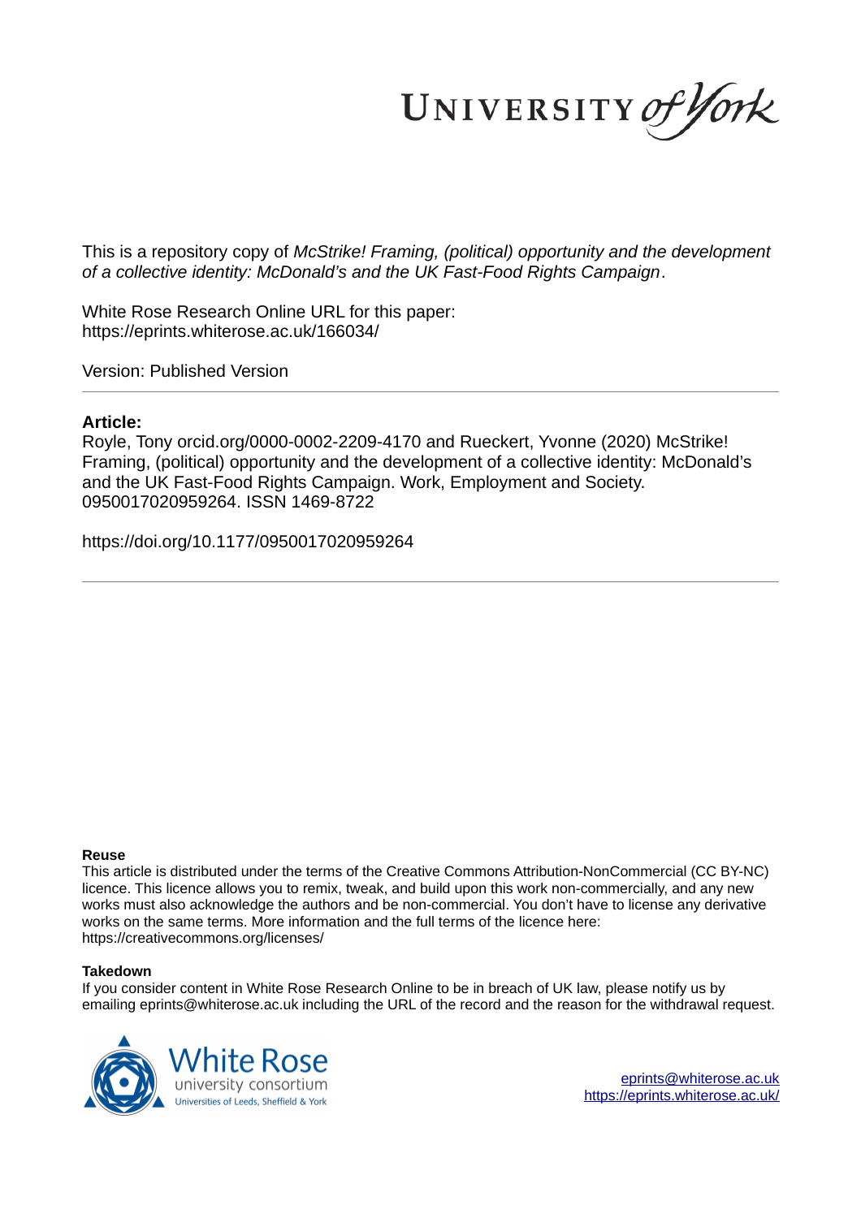UNIVERSITY of York

This is a repository copy of *McStrike! Framing, (political) opportunity and the development of a collective identity: McDonald's and the UK Fast-Food Rights Campaign*.

White Rose Research Online URL for this paper:
https://eprints.whiterose.ac.uk/166034/

Version: Published Version

**Article:**

Royle, Tony orcid.org/0000-0002-2209-4170 and Rueckert, Yvonne (2020) McStrike! Framing, (political) opportunity and the development of a collective identity: McDonald's and the UK Fast-Food Rights Campaign. Work, Employment and Society. 0950017020959264. ISSN 1469-8722

https://doi.org/10.1177/0950017020959264

**Reuse**

This article is distributed under the terms of the Creative Commons Attribution-NonCommercial (CC BY-NC) licence. This licence allows you to remix, tweak, and build upon this work non-commercially, and any new works must also acknowledge the authors and be non-commercial. You don't have to license any derivative works on the same terms. More information and the full terms of the licence here: https://creativecommons.org/licenses/

**Takedown**

If you consider content in White Rose Research Online to be in breach of UK law, please notify us by emailing eprints@whiterose.ac.uk including the URL of the record and the reason for the withdrawal request.

White Rose university consortium
Universities of Leeds, Sheffield & York

eprints@whiterose.ac.uk
https://eprints.whiterose.ac.uk/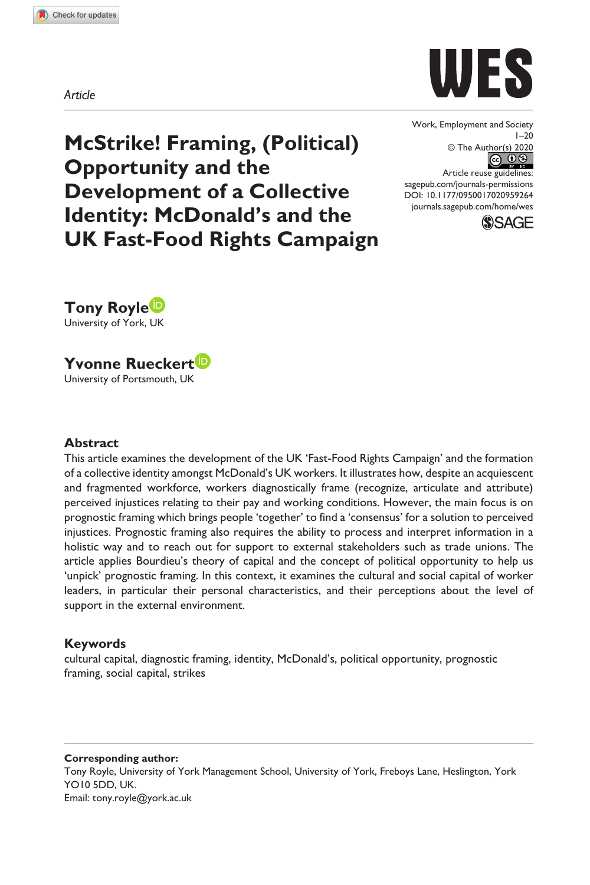Article

# McStrike! Framing, (Political) Opportunity and the Development of a Collective Identity: McDonald's and the UK Fast-Food Rights Campaign

Work, Employment and Society
1–20
© The Author(s) 2020
Article reuse guidelines:
sagepub.com/journals-permissions
DOI: 10.1177/0950017020959264
journals.sagepub.com/home/wes

**Tony Royle**
University of York, UK

**Yvonne Rueckert**
University of Portsmouth, UK

## Abstract

This article examines the development of the UK 'Fast-Food Rights Campaign' and the formation of a collective identity amongst McDonald's UK workers. It illustrates how, despite an acquiescent and fragmented workforce, workers diagnostically frame (recognize, articulate and attribute) perceived injustices relating to their pay and working conditions. However, the main focus is on prognostic framing which brings people 'together' to find a 'consensus' for a solution to perceived injustices. Prognostic framing also requires the ability to process and interpret information in a holistic way and to reach out for support to external stakeholders such as trade unions. The article applies Bourdieu's theory of capital and the concept of political opportunity to help us 'unpick' prognostic framing. In this context, it examines the cultural and social capital of worker leaders, in particular their personal characteristics, and their perceptions about the level of support in the external environment.

## Keywords

cultural capital, diagnostic framing, identity, McDonald's, political opportunity, prognostic framing, social capital, strikes

**Corresponding author:**
Tony Royle, University of York Management School, University of York, Freboys Lane, Heslington, York YO10 5DD, UK.
Email: tony.royle@york.ac.uk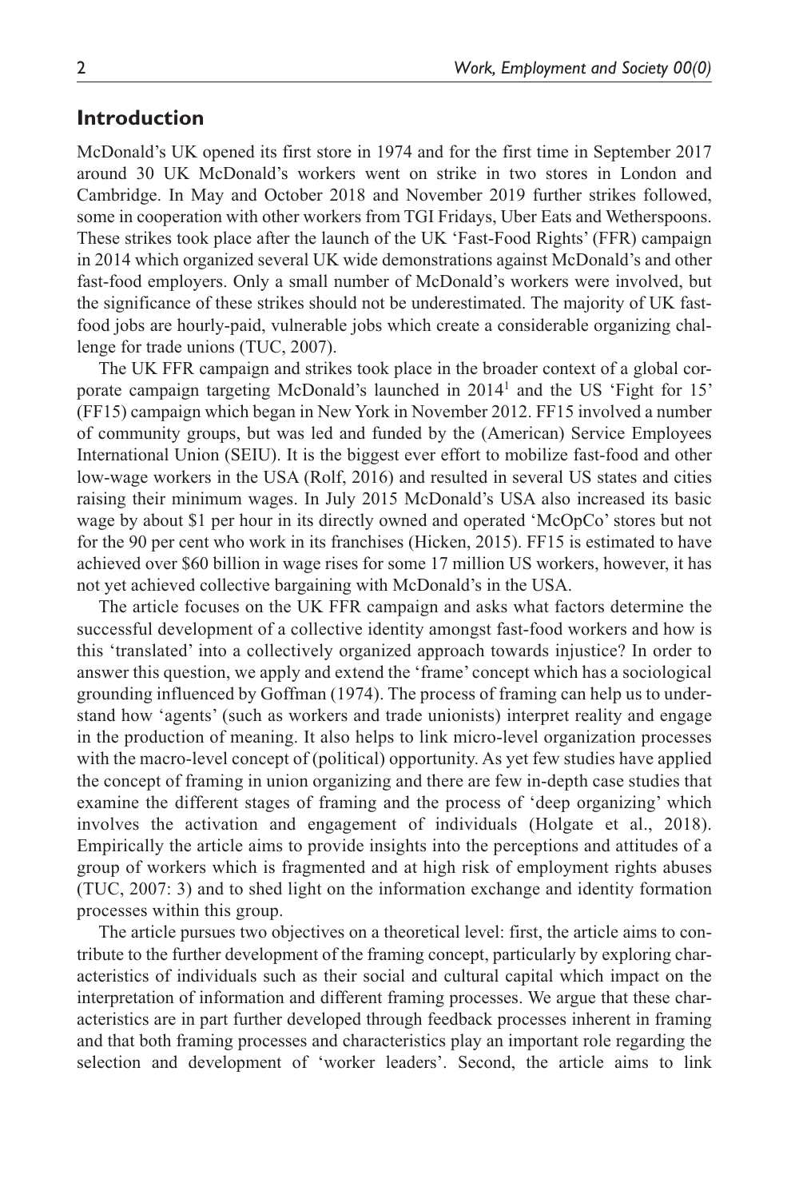## Introduction

McDonald's UK opened its first store in 1974 and for the first time in September 2017 around 30 UK McDonald's workers went on strike in two stores in London and Cambridge. In May and October 2018 and November 2019 further strikes followed, some in cooperation with other workers from TGI Fridays, Uber Eats and Wetherspoons. These strikes took place after the launch of the UK 'Fast-Food Rights' (FFR) campaign in 2014 which organized several UK wide demonstrations against McDonald's and other fast-food employers. Only a small number of McDonald's workers were involved, but the significance of these strikes should not be underestimated. The majority of UK fast-food jobs are hourly-paid, vulnerable jobs which create a considerable organizing challenge for trade unions (TUC, 2007).

The UK FFR campaign and strikes took place in the broader context of a global corporate campaign targeting McDonald's launched in 2014[1] and the US 'Fight for 15' (FF15) campaign which began in New York in November 2012. FF15 involved a number of community groups, but was led and funded by the (American) Service Employees International Union (SEIU). It is the biggest ever effort to mobilize fast-food and other low-wage workers in the USA (Rolf, 2016) and resulted in several US states and cities raising their minimum wages. In July 2015 McDonald's USA also increased its basic wage by about $1 per hour in its directly owned and operated 'McOpCo' stores but not for the 90 per cent who work in its franchises (Hicken, 2015). FF15 is estimated to have achieved over $60 billion in wage rises for some 17 million US workers, however, it has not yet achieved collective bargaining with McDonald's in the USA.

The article focuses on the UK FFR campaign and asks what factors determine the successful development of a collective identity amongst fast-food workers and how is this 'translated' into a collectively organized approach towards injustice? In order to answer this question, we apply and extend the 'frame' concept which has a sociological grounding influenced by Goffman (1974). The process of framing can help us to understand how 'agents' (such as workers and trade unionists) interpret reality and engage in the production of meaning. It also helps to link micro-level organization processes with the macro-level concept of (political) opportunity. As yet few studies have applied the concept of framing in union organizing and there are few in-depth case studies that examine the different stages of framing and the process of 'deep organizing' which involves the activation and engagement of individuals (Holgate et al., 2018). Empirically the article aims to provide insights into the perceptions and attitudes of a group of workers which is fragmented and at high risk of employment rights abuses (TUC, 2007: 3) and to shed light on the information exchange and identity formation processes within this group.

The article pursues two objectives on a theoretical level: first, the article aims to contribute to the further development of the framing concept, particularly by exploring characteristics of individuals such as their social and cultural capital which impact on the interpretation of information and different framing processes. We argue that these characteristics are in part further developed through feedback processes inherent in framing and that both framing processes and characteristics play an important role regarding the selection and development of 'worker leaders'. Second, the article aims to link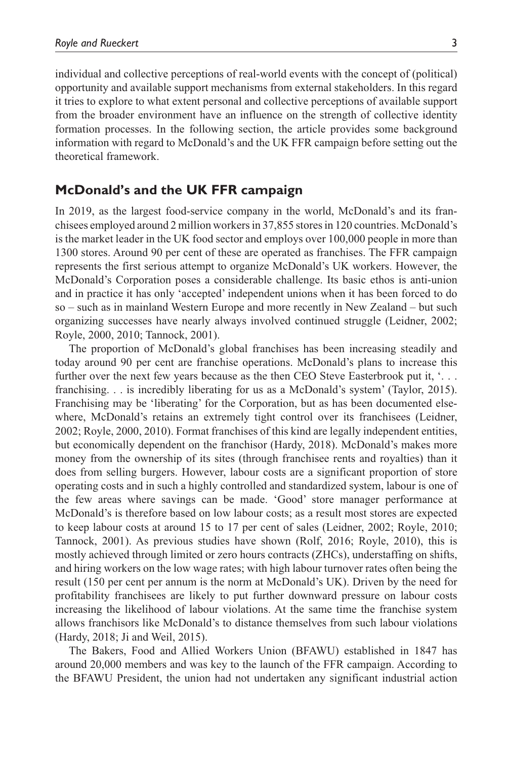individual and collective perceptions of real-world events with the concept of (political) opportunity and available support mechanisms from external stakeholders. In this regard it tries to explore to what extent personal and collective perceptions of available support from the broader environment have an influence on the strength of collective identity formation processes. In the following section, the article provides some background information with regard to McDonald's and the UK FFR campaign before setting out the theoretical framework.

## McDonald's and the UK FFR campaign

In 2019, as the largest food-service company in the world, McDonald's and its franchisees employed around 2 million workers in 37,855 stores in 120 countries. McDonald's is the market leader in the UK food sector and employs over 100,000 people in more than 1300 stores. Around 90 per cent of these are operated as franchises. The FFR campaign represents the first serious attempt to organize McDonald's UK workers. However, the McDonald's Corporation poses a considerable challenge. Its basic ethos is anti-union and in practice it has only 'accepted' independent unions when it has been forced to do so – such as in mainland Western Europe and more recently in New Zealand – but such organizing successes have nearly always involved continued struggle (Leidner, 2002; Royle, 2000, 2010; Tannock, 2001).

The proportion of McDonald's global franchises has been increasing steadily and today around 90 per cent are franchise operations. McDonald's plans to increase this further over the next few years because as the then CEO Steve Easterbrook put it, '. . . franchising. . . is incredibly liberating for us as a McDonald's system' (Taylor, 2015). Franchising may be 'liberating' for the Corporation, but as has been documented elsewhere, McDonald's retains an extremely tight control over its franchisees (Leidner, 2002; Royle, 2000, 2010). Format franchises of this kind are legally independent entities, but economically dependent on the franchisor (Hardy, 2018). McDonald's makes more money from the ownership of its sites (through franchisee rents and royalties) than it does from selling burgers. However, labour costs are a significant proportion of store operating costs and in such a highly controlled and standardized system, labour is one of the few areas where savings can be made. 'Good' store manager performance at McDonald's is therefore based on low labour costs; as a result most stores are expected to keep labour costs at around 15 to 17 per cent of sales (Leidner, 2002; Royle, 2010; Tannock, 2001). As previous studies have shown (Rolf, 2016; Royle, 2010), this is mostly achieved through limited or zero hours contracts (ZHCs), understaffing on shifts, and hiring workers on the low wage rates; with high labour turnover rates often being the result (150 per cent per annum is the norm at McDonald's UK). Driven by the need for profitability franchisees are likely to put further downward pressure on labour costs increasing the likelihood of labour violations. At the same time the franchise system allows franchisors like McDonald's to distance themselves from such labour violations (Hardy, 2018; Ji and Weil, 2015).

The Bakers, Food and Allied Workers Union (BFAWU) established in 1847 has around 20,000 members and was key to the launch of the FFR campaign. According to the BFAWU President, the union had not undertaken any significant industrial action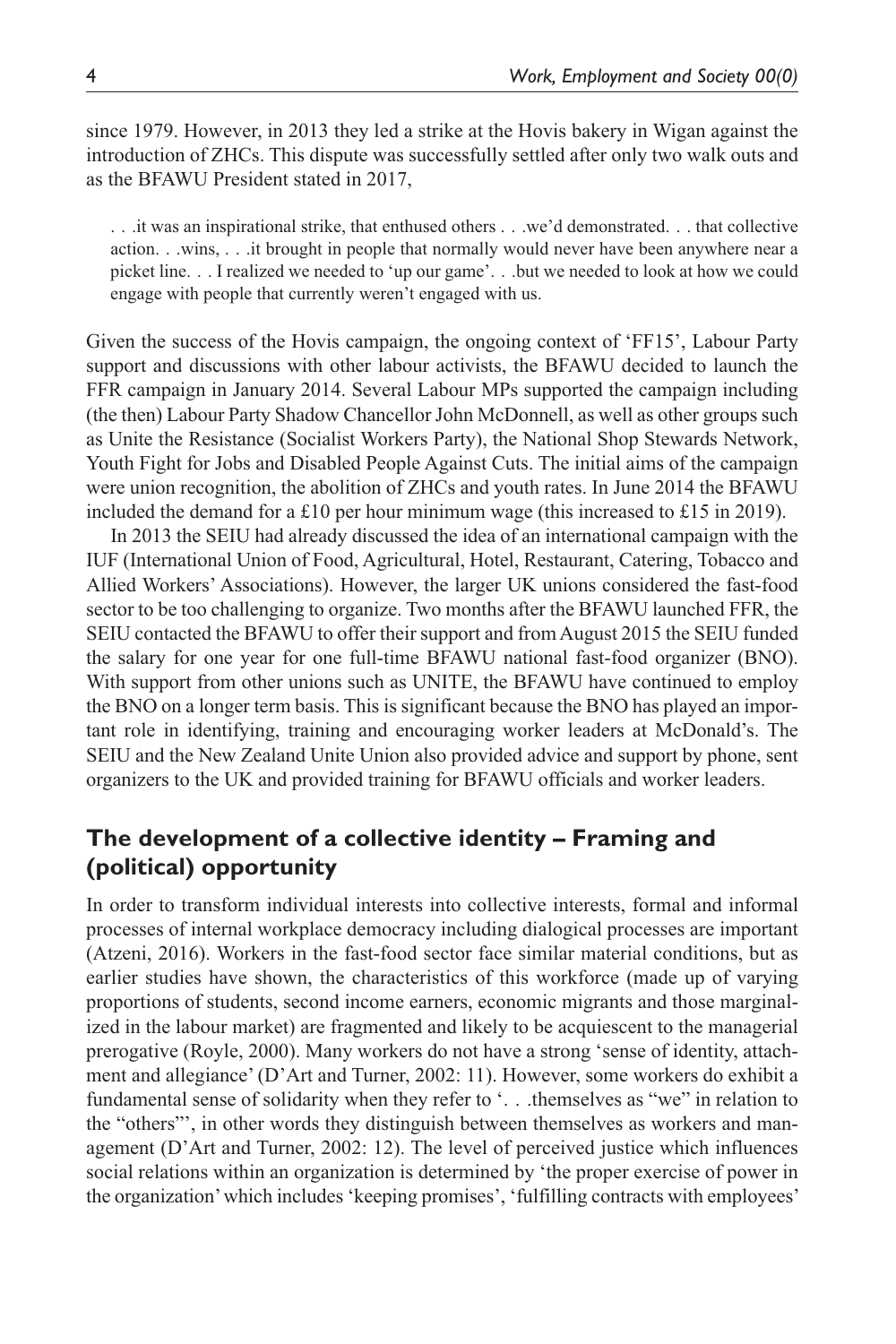since 1979. However, in 2013 they led a strike at the Hovis bakery in Wigan against the introduction of ZHCs. This dispute was successfully settled after only two walk outs and as the BFAWU President stated in 2017,

> . . .it was an inspirational strike, that enthused others . . .we'd demonstrated. . . that collective action. . .wins, . . .it brought in people that normally would never have been anywhere near a picket line. . . I realized we needed to 'up our game'. . .but we needed to look at how we could engage with people that currently weren't engaged with us.

Given the success of the Hovis campaign, the ongoing context of 'FF15', Labour Party support and discussions with other labour activists, the BFAWU decided to launch the FFR campaign in January 2014. Several Labour MPs supported the campaign including (the then) Labour Party Shadow Chancellor John McDonnell, as well as other groups such as Unite the Resistance (Socialist Workers Party), the National Shop Stewards Network, Youth Fight for Jobs and Disabled People Against Cuts. The initial aims of the campaign were union recognition, the abolition of ZHCs and youth rates. In June 2014 the BFAWU included the demand for a £10 per hour minimum wage (this increased to £15 in 2019).

In 2013 the SEIU had already discussed the idea of an international campaign with the IUF (International Union of Food, Agricultural, Hotel, Restaurant, Catering, Tobacco and Allied Workers' Associations). However, the larger UK unions considered the fast-food sector to be too challenging to organize. Two months after the BFAWU launched FFR, the SEIU contacted the BFAWU to offer their support and from August 2015 the SEIU funded the salary for one year for one full-time BFAWU national fast-food organizer (BNO). With support from other unions such as UNITE, the BFAWU have continued to employ the BNO on a longer term basis. This is significant because the BNO has played an important role in identifying, training and encouraging worker leaders at McDonald's. The SEIU and the New Zealand Unite Union also provided advice and support by phone, sent organizers to the UK and provided training for BFAWU officials and worker leaders.

## The development of a collective identity – Framing and (political) opportunity

In order to transform individual interests into collective interests, formal and informal processes of internal workplace democracy including dialogical processes are important (Atzeni, 2016). Workers in the fast-food sector face similar material conditions, but as earlier studies have shown, the characteristics of this workforce (made up of varying proportions of students, second income earners, economic migrants and those marginalized in the labour market) are fragmented and likely to be acquiescent to the managerial prerogative (Royle, 2000). Many workers do not have a strong 'sense of identity, attachment and allegiance' (D'Art and Turner, 2002: 11). However, some workers do exhibit a fundamental sense of solidarity when they refer to '. . .themselves as "we" in relation to the "others"', in other words they distinguish between themselves as workers and management (D'Art and Turner, 2002: 12). The level of perceived justice which influences social relations within an organization is determined by 'the proper exercise of power in the organization' which includes 'keeping promises', 'fulfilling contracts with employees'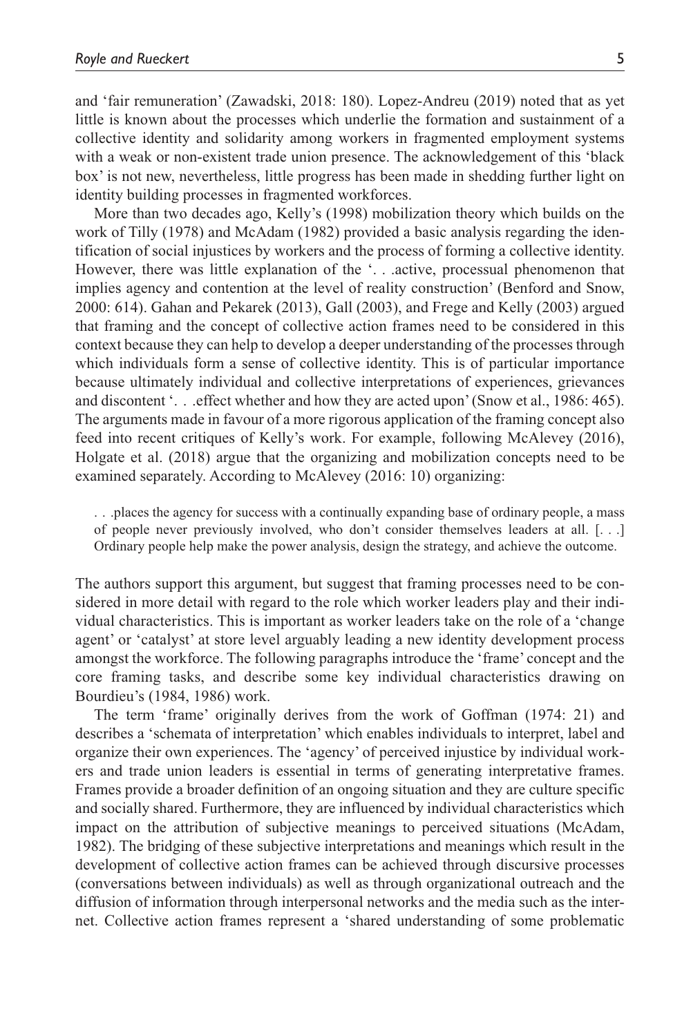and 'fair remuneration' (Zawadski, 2018: 180). Lopez-Andreu (2019) noted that as yet little is known about the processes which underlie the formation and sustainment of a collective identity and solidarity among workers in fragmented employment systems with a weak or non-existent trade union presence. The acknowledgement of this 'black box' is not new, nevertheless, little progress has been made in shedding further light on identity building processes in fragmented workforces.

More than two decades ago, Kelly's (1998) mobilization theory which builds on the work of Tilly (1978) and McAdam (1982) provided a basic analysis regarding the identification of social injustices by workers and the process of forming a collective identity. However, there was little explanation of the '. . .active, processual phenomenon that implies agency and contention at the level of reality construction' (Benford and Snow, 2000: 614). Gahan and Pekarek (2013), Gall (2003), and Frege and Kelly (2003) argued that framing and the concept of collective action frames need to be considered in this context because they can help to develop a deeper understanding of the processes through which individuals form a sense of collective identity. This is of particular importance because ultimately individual and collective interpretations of experiences, grievances and discontent '. . .effect whether and how they are acted upon' (Snow et al., 1986: 465). The arguments made in favour of a more rigorous application of the framing concept also feed into recent critiques of Kelly's work. For example, following McAlevey (2016), Holgate et al. (2018) argue that the organizing and mobilization concepts need to be examined separately. According to McAlevey (2016: 10) organizing:

> . . .places the agency for success with a continually expanding base of ordinary people, a mass of people never previously involved, who don't consider themselves leaders at all. [. . .] Ordinary people help make the power analysis, design the strategy, and achieve the outcome.

The authors support this argument, but suggest that framing processes need to be considered in more detail with regard to the role which worker leaders play and their individual characteristics. This is important as worker leaders take on the role of a 'change agent' or 'catalyst' at store level arguably leading a new identity development process amongst the workforce. The following paragraphs introduce the 'frame' concept and the core framing tasks, and describe some key individual characteristics drawing on Bourdieu's (1984, 1986) work.

The term 'frame' originally derives from the work of Goffman (1974: 21) and describes a 'schemata of interpretation' which enables individuals to interpret, label and organize their own experiences. The 'agency' of perceived injustice by individual workers and trade union leaders is essential in terms of generating interpretative frames. Frames provide a broader definition of an ongoing situation and they are culture specific and socially shared. Furthermore, they are influenced by individual characteristics which impact on the attribution of subjective meanings to perceived situations (McAdam, 1982). The bridging of these subjective interpretations and meanings which result in the development of collective action frames can be achieved through discursive processes (conversations between individuals) as well as through organizational outreach and the diffusion of information through interpersonal networks and the media such as the internet. Collective action frames represent a 'shared understanding of some problematic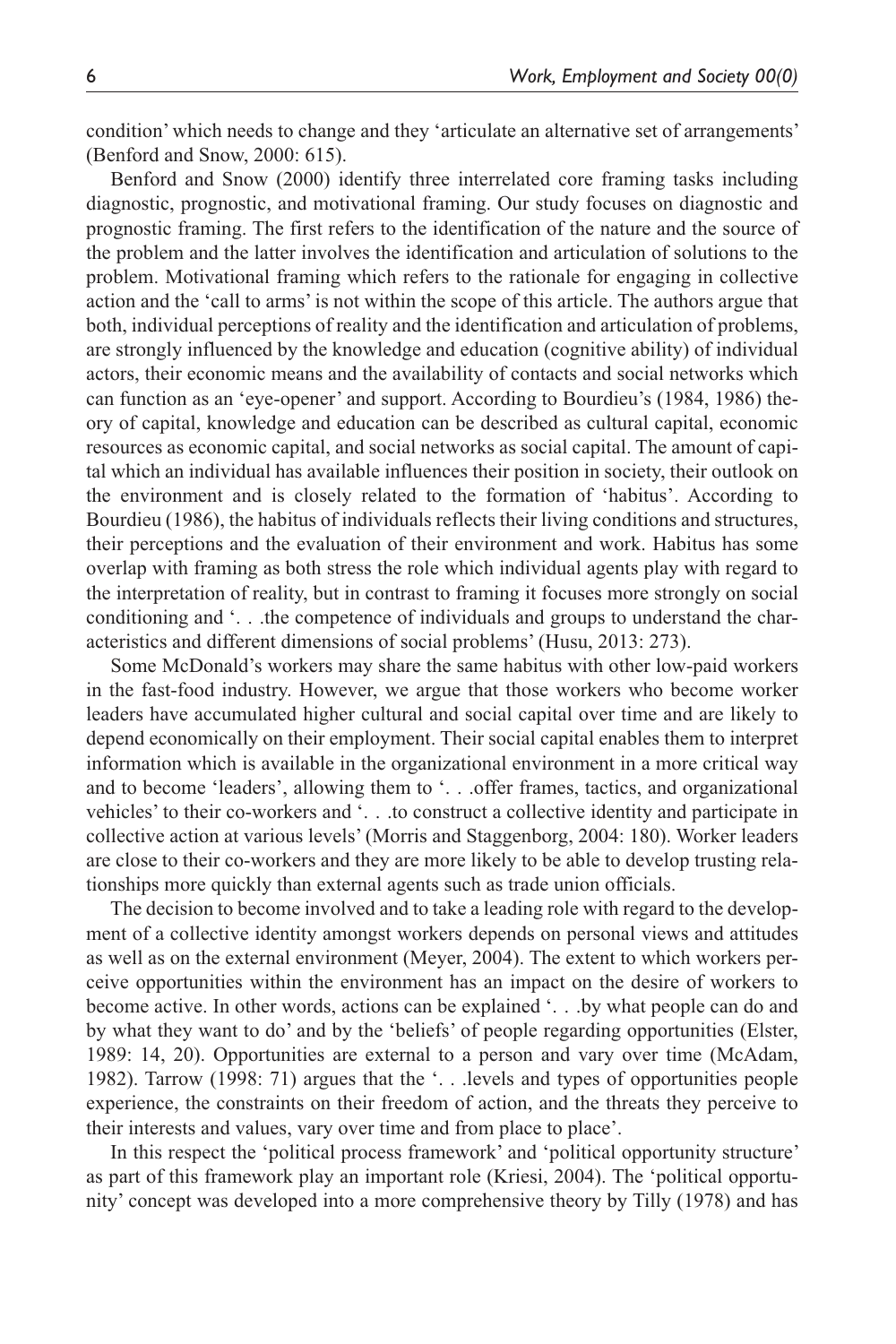condition' which needs to change and they 'articulate an alternative set of arrangements' (Benford and Snow, 2000: 615).

Benford and Snow (2000) identify three interrelated core framing tasks including diagnostic, prognostic, and motivational framing. Our study focuses on diagnostic and prognostic framing. The first refers to the identification of the nature and the source of the problem and the latter involves the identification and articulation of solutions to the problem. Motivational framing which refers to the rationale for engaging in collective action and the 'call to arms' is not within the scope of this article. The authors argue that both, individual perceptions of reality and the identification and articulation of problems, are strongly influenced by the knowledge and education (cognitive ability) of individual actors, their economic means and the availability of contacts and social networks which can function as an 'eye-opener' and support. According to Bourdieu's (1984, 1986) theory of capital, knowledge and education can be described as cultural capital, economic resources as economic capital, and social networks as social capital. The amount of capital which an individual has available influences their position in society, their outlook on the environment and is closely related to the formation of 'habitus'. According to Bourdieu (1986), the habitus of individuals reflects their living conditions and structures, their perceptions and the evaluation of their environment and work. Habitus has some overlap with framing as both stress the role which individual agents play with regard to the interpretation of reality, but in contrast to framing it focuses more strongly on social conditioning and '. . .the competence of individuals and groups to understand the characteristics and different dimensions of social problems' (Husu, 2013: 273).

Some McDonald's workers may share the same habitus with other low-paid workers in the fast-food industry. However, we argue that those workers who become worker leaders have accumulated higher cultural and social capital over time and are likely to depend economically on their employment. Their social capital enables them to interpret information which is available in the organizational environment in a more critical way and to become 'leaders', allowing them to '. . .offer frames, tactics, and organizational vehicles' to their co-workers and '. . .to construct a collective identity and participate in collective action at various levels' (Morris and Staggenborg, 2004: 180). Worker leaders are close to their co-workers and they are more likely to be able to develop trusting relationships more quickly than external agents such as trade union officials.

The decision to become involved and to take a leading role with regard to the development of a collective identity amongst workers depends on personal views and attitudes as well as on the external environment (Meyer, 2004). The extent to which workers perceive opportunities within the environment has an impact on the desire of workers to become active. In other words, actions can be explained '. . .by what people can do and by what they want to do' and by the 'beliefs' of people regarding opportunities (Elster, 1989: 14, 20). Opportunities are external to a person and vary over time (McAdam, 1982). Tarrow (1998: 71) argues that the '. . .levels and types of opportunities people experience, the constraints on their freedom of action, and the threats they perceive to their interests and values, vary over time and from place to place'.

In this respect the 'political process framework' and 'political opportunity structure' as part of this framework play an important role (Kriesi, 2004). The 'political opportunity' concept was developed into a more comprehensive theory by Tilly (1978) and has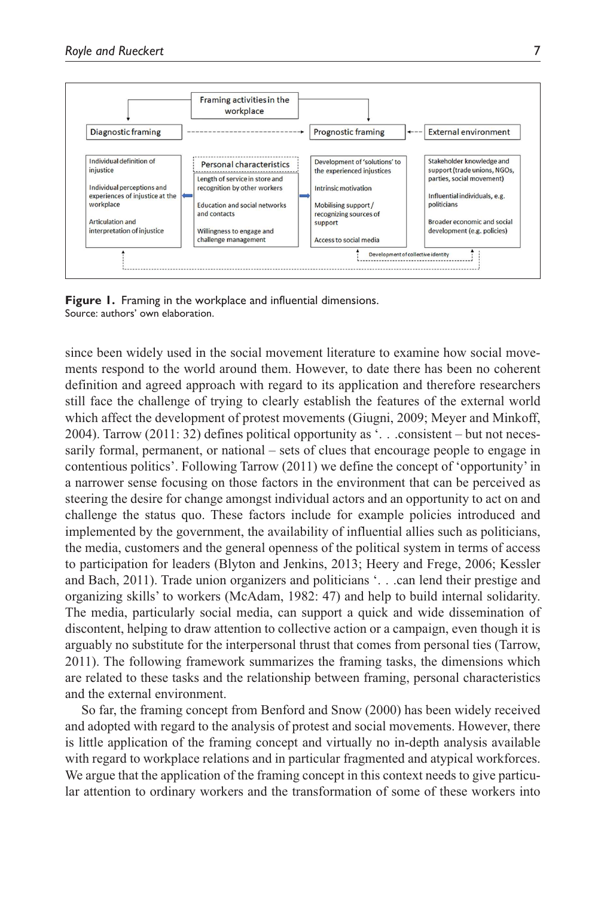| Diagnostic framing | Personal characteristics | Prognostic framing | External environment |
|---|---|---|---|
| Individual definition of injustice | Length of service in store and recognition by other workers | Development of 'solutions' to the experienced injustices | Stakeholder knowledge and support (trade unions, NGOs, parties, social movement) |
| Individual perceptions and experiences of injustice at the workplace | Education and social networks and contacts | Intrinsic motivation | Influential individuals, e.g. politicians |
| Articulation and interpretation of injustice | Willingness to engage and challenge management | Mobilising support / recognizing sources of support | Broader economic and social development (e.g. policies) |
| | | Access to social media | |

Framing activities in the workplace → Diagnostic framing; Framing activities in the workplace → Prognostic framing; Diagnostic framing → Prognostic framing; External environment → Prognostic framing; Development of collective identity

**Figure 1.** Framing in the workplace and influential dimensions.
Source: authors' own elaboration.

since been widely used in the social movement literature to examine how social movements respond to the world around them. However, to date there has been no coherent definition and agreed approach with regard to its application and therefore researchers still face the challenge of trying to clearly establish the features of the external world which affect the development of protest movements (Giugni, 2009; Meyer and Minkoff, 2004). Tarrow (2011: 32) defines political opportunity as '. . .consistent – but not necessarily formal, permanent, or national – sets of clues that encourage people to engage in contentious politics'. Following Tarrow (2011) we define the concept of 'opportunity' in a narrower sense focusing on those factors in the environment that can be perceived as steering the desire for change amongst individual actors and an opportunity to act on and challenge the status quo. These factors include for example policies introduced and implemented by the government, the availability of influential allies such as politicians, the media, customers and the general openness of the political system in terms of access to participation for leaders (Blyton and Jenkins, 2013; Heery and Frege, 2006; Kessler and Bach, 2011). Trade union organizers and politicians '. . .can lend their prestige and organizing skills' to workers (McAdam, 1982: 47) and help to build internal solidarity. The media, particularly social media, can support a quick and wide dissemination of discontent, helping to draw attention to collective action or a campaign, even though it is arguably no substitute for the interpersonal thrust that comes from personal ties (Tarrow, 2011). The following framework summarizes the framing tasks, the dimensions which are related to these tasks and the relationship between framing, personal characteristics and the external environment.

So far, the framing concept from Benford and Snow (2000) has been widely received and adopted with regard to the analysis of protest and social movements. However, there is little application of the framing concept and virtually no in-depth analysis available with regard to workplace relations and in particular fragmented and atypical workforces. We argue that the application of the framing concept in this context needs to give particular attention to ordinary workers and the transformation of some of these workers into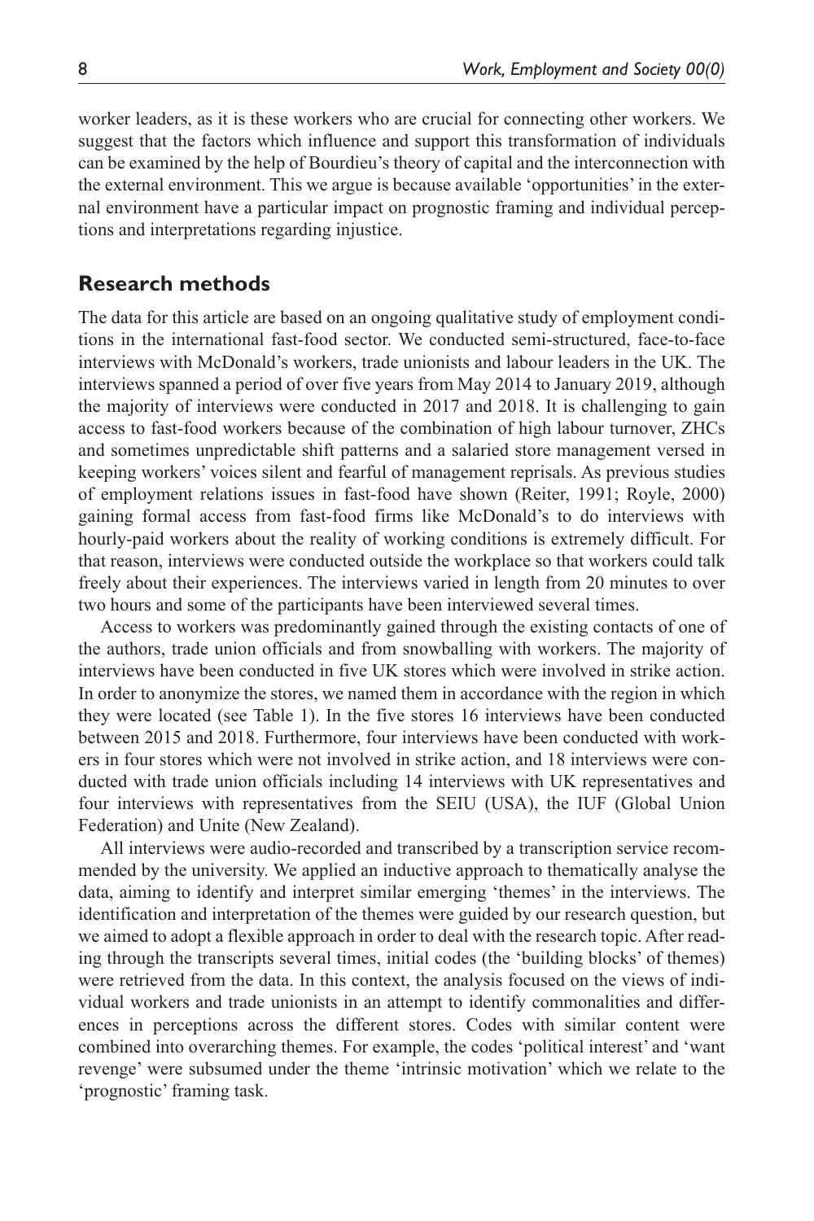worker leaders, as it is these workers who are crucial for connecting other workers. We suggest that the factors which influence and support this transformation of individuals can be examined by the help of Bourdieu's theory of capital and the interconnection with the external environment. This we argue is because available 'opportunities' in the external environment have a particular impact on prognostic framing and individual perceptions and interpretations regarding injustice.

## Research methods

The data for this article are based on an ongoing qualitative study of employment conditions in the international fast-food sector. We conducted semi-structured, face-to-face interviews with McDonald's workers, trade unionists and labour leaders in the UK. The interviews spanned a period of over five years from May 2014 to January 2019, although the majority of interviews were conducted in 2017 and 2018. It is challenging to gain access to fast-food workers because of the combination of high labour turnover, ZHCs and sometimes unpredictable shift patterns and a salaried store management versed in keeping workers' voices silent and fearful of management reprisals. As previous studies of employment relations issues in fast-food have shown (Reiter, 1991; Royle, 2000) gaining formal access from fast-food firms like McDonald's to do interviews with hourly-paid workers about the reality of working conditions is extremely difficult. For that reason, interviews were conducted outside the workplace so that workers could talk freely about their experiences. The interviews varied in length from 20 minutes to over two hours and some of the participants have been interviewed several times.

Access to workers was predominantly gained through the existing contacts of one of the authors, trade union officials and from snowballing with workers. The majority of interviews have been conducted in five UK stores which were involved in strike action. In order to anonymize the stores, we named them in accordance with the region in which they were located (see Table 1). In the five stores 16 interviews have been conducted between 2015 and 2018. Furthermore, four interviews have been conducted with workers in four stores which were not involved in strike action, and 18 interviews were conducted with trade union officials including 14 interviews with UK representatives and four interviews with representatives from the SEIU (USA), the IUF (Global Union Federation) and Unite (New Zealand).

All interviews were audio-recorded and transcribed by a transcription service recommended by the university. We applied an inductive approach to thematically analyse the data, aiming to identify and interpret similar emerging 'themes' in the interviews. The identification and interpretation of the themes were guided by our research question, but we aimed to adopt a flexible approach in order to deal with the research topic. After reading through the transcripts several times, initial codes (the 'building blocks' of themes) were retrieved from the data. In this context, the analysis focused on the views of individual workers and trade unionists in an attempt to identify commonalities and differences in perceptions across the different stores. Codes with similar content were combined into overarching themes. For example, the codes 'political interest' and 'want revenge' were subsumed under the theme 'intrinsic motivation' which we relate to the 'prognostic' framing task.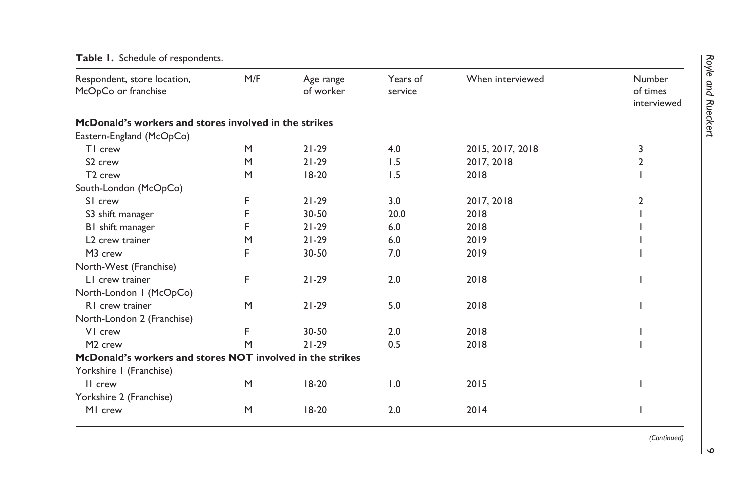**Table 1.** Schedule of respondents.

| Respondent, store location, McOpCo or franchise | M/F | Age range of worker | Years of service | When interviewed | Number of times interviewed |
|---|---|---|---|---|---|
| **McDonald's workers and stores involved in the strikes** | | | | | |
| Eastern-England (McOpCo) | | | | | |
| T1 crew | M | 21-29 | 4.0 | 2015, 2017, 2018 | 3 |
| S2 crew | M | 21-29 | 1.5 | 2017, 2018 | 2 |
| T2 crew | M | 18-20 | 1.5 | 2018 | 1 |
| South-London (McOpCo) | | | | | |
| S1 crew | F | 21-29 | 3.0 | 2017, 2018 | 2 |
| S3 shift manager | F | 30-50 | 20.0 | 2018 | 1 |
| B1 shift manager | F | 21-29 | 6.0 | 2018 | 1 |
| L2 crew trainer | M | 21-29 | 6.0 | 2019 | 1 |
| M3 crew | F | 30-50 | 7.0 | 2019 | 1 |
| North-West (Franchise) | | | | | |
| L1 crew trainer | F | 21-29 | 2.0 | 2018 | 1 |
| North-London 1 (McOpCo) | | | | | |
| R1 crew trainer | M | 21-29 | 5.0 | 2018 | 1 |
| North-London 2 (Franchise) | | | | | |
| V1 crew | F | 30-50 | 2.0 | 2018 | 1 |
| M2 crew | M | 21-29 | 0.5 | 2018 | 1 |
| **McDonald's workers and stores NOT involved in the strikes** | | | | | |
| Yorkshire 1 (Franchise) | | | | | |
| I1 crew | M | 18-20 | 1.0 | 2015 | 1 |
| Yorkshire 2 (Franchise) | | | | | |
| M1 crew | M | 18-20 | 2.0 | 2014 | 1 |

*(Continued)*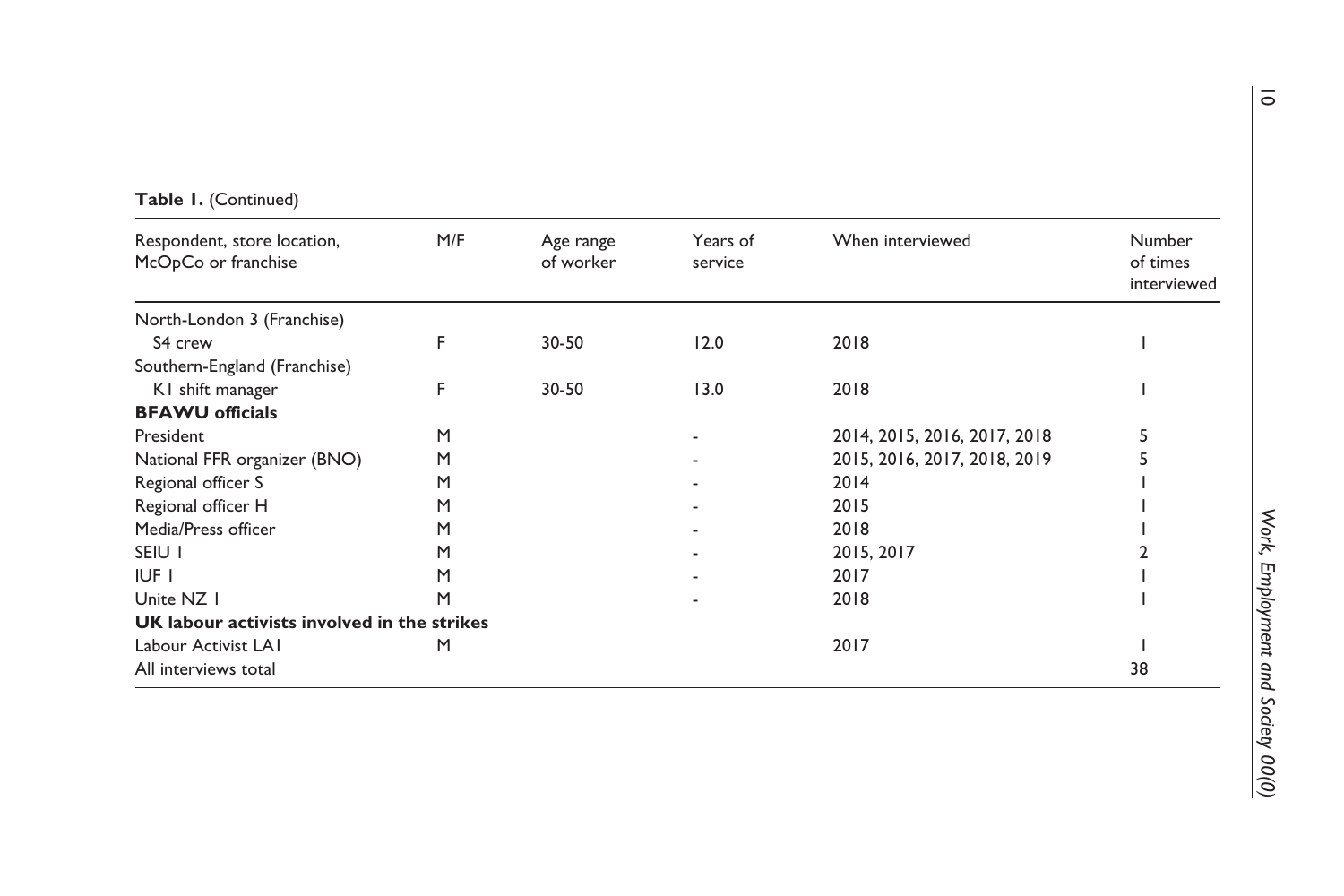**Table 1.** (Continued)

| Respondent, store location, McOpCo or franchise | M/F | Age range of worker | Years of service | When interviewed | Number of times interviewed |
|---|---|---|---|---|---|
| North-London 3 (Franchise) | | | | | |
| S4 crew | F | 30-50 | 12.0 | 2018 | 1 |
| Southern-England (Franchise) | | | | | |
| K1 shift manager | F | 30-50 | 13.0 | 2018 | 1 |
| **BFAWU officials** | | | | | |
| President | M | | - | 2014, 2015, 2016, 2017, 2018 | 5 |
| National FFR organizer (BNO) | M | | - | 2015, 2016, 2017, 2018, 2019 | 5 |
| Regional officer S | M | | - | 2014 | 1 |
| Regional officer H | M | | - | 2015 | 1 |
| Media/Press officer | M | | - | 2018 | 1 |
| SEIU 1 | M | | - | 2015, 2017 | 2 |
| IUF 1 | M | | - | 2017 | 1 |
| Unite NZ 1 | M | | - | 2018 | 1 |
| **UK labour activists involved in the strikes** | | | | | |
| Labour Activist LA1 | M | | | 2017 | 1 |
| All interviews total | | | | | 38 |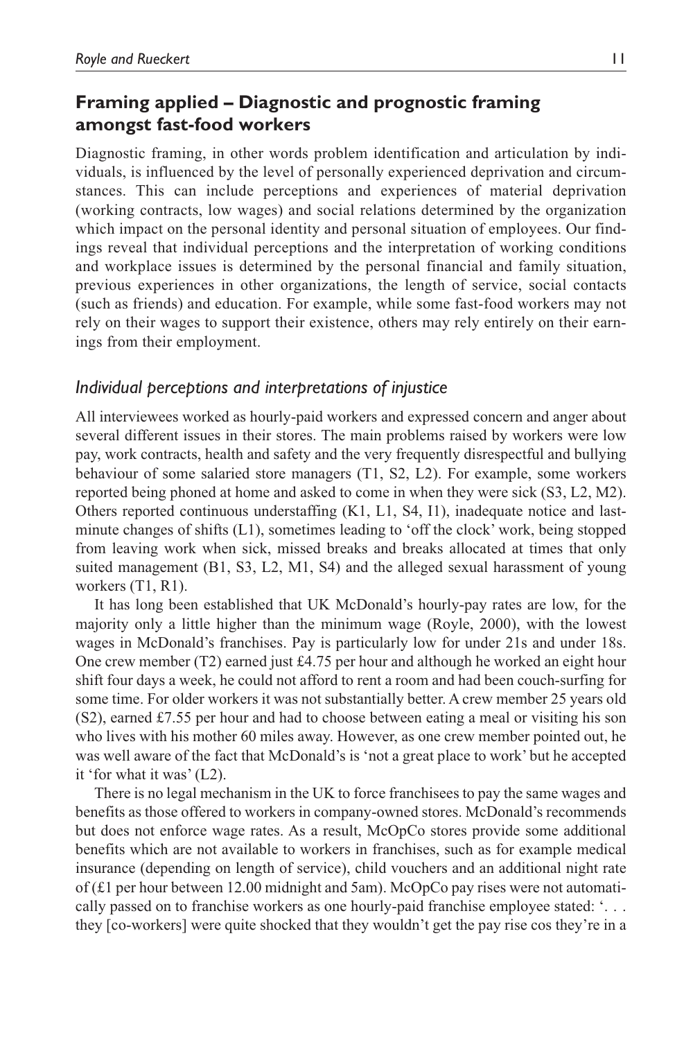## Framing applied – Diagnostic and prognostic framing amongst fast-food workers

Diagnostic framing, in other words problem identification and articulation by individuals, is influenced by the level of personally experienced deprivation and circumstances. This can include perceptions and experiences of material deprivation (working contracts, low wages) and social relations determined by the organization which impact on the personal identity and personal situation of employees. Our findings reveal that individual perceptions and the interpretation of working conditions and workplace issues is determined by the personal financial and family situation, previous experiences in other organizations, the length of service, social contacts (such as friends) and education. For example, while some fast-food workers may not rely on their wages to support their existence, others may rely entirely on their earnings from their employment.

### *Individual perceptions and interpretations of injustice*

All interviewees worked as hourly-paid workers and expressed concern and anger about several different issues in their stores. The main problems raised by workers were low pay, work contracts, health and safety and the very frequently disrespectful and bullying behaviour of some salaried store managers (T1, S2, L2). For example, some workers reported being phoned at home and asked to come in when they were sick (S3, L2, M2). Others reported continuous understaffing (K1, L1, S4, I1), inadequate notice and last-minute changes of shifts (L1), sometimes leading to 'off the clock' work, being stopped from leaving work when sick, missed breaks and breaks allocated at times that only suited management (B1, S3, L2, M1, S4) and the alleged sexual harassment of young workers (T1, R1).

It has long been established that UK McDonald's hourly-pay rates are low, for the majority only a little higher than the minimum wage (Royle, 2000), with the lowest wages in McDonald's franchises. Pay is particularly low for under 21s and under 18s. One crew member (T2) earned just £4.75 per hour and although he worked an eight hour shift four days a week, he could not afford to rent a room and had been couch-surfing for some time. For older workers it was not substantially better. A crew member 25 years old (S2), earned £7.55 per hour and had to choose between eating a meal or visiting his son who lives with his mother 60 miles away. However, as one crew member pointed out, he was well aware of the fact that McDonald's is 'not a great place to work' but he accepted it 'for what it was' (L2).

There is no legal mechanism in the UK to force franchisees to pay the same wages and benefits as those offered to workers in company-owned stores. McDonald's recommends but does not enforce wage rates. As a result, McOpCo stores provide some additional benefits which are not available to workers in franchises, such as for example medical insurance (depending on length of service), child vouchers and an additional night rate of (£1 per hour between 12.00 midnight and 5am). McOpCo pay rises were not automatically passed on to franchise workers as one hourly-paid franchise employee stated: '. . . they [co-workers] were quite shocked that they wouldn't get the pay rise cos they're in a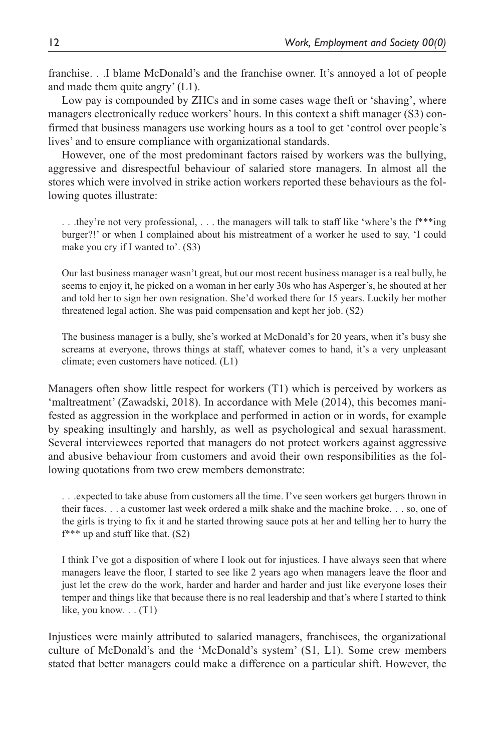franchise. . .I blame McDonald's and the franchise owner. It's annoyed a lot of people and made them quite angry' (L1).

Low pay is compounded by ZHCs and in some cases wage theft or 'shaving', where managers electronically reduce workers' hours. In this context a shift manager (S3) confirmed that business managers use working hours as a tool to get 'control over people's lives' and to ensure compliance with organizational standards.

However, one of the most predominant factors raised by workers was the bullying, aggressive and disrespectful behaviour of salaried store managers. In almost all the stores which were involved in strike action workers reported these behaviours as the following quotes illustrate:

> . . .they're not very professional, . . . the managers will talk to staff like 'where's the f***ing burger?!' or when I complained about his mistreatment of a worker he used to say, 'I could make you cry if I wanted to'. (S3)

> Our last business manager wasn't great, but our most recent business manager is a real bully, he seems to enjoy it, he picked on a woman in her early 30s who has Asperger's, he shouted at her and told her to sign her own resignation. She'd worked there for 15 years. Luckily her mother threatened legal action. She was paid compensation and kept her job. (S2)

> The business manager is a bully, she's worked at McDonald's for 20 years, when it's busy she screams at everyone, throws things at staff, whatever comes to hand, it's a very unpleasant climate; even customers have noticed. (L1)

Managers often show little respect for workers (T1) which is perceived by workers as 'maltreatment' (Zawadski, 2018). In accordance with Mele (2014), this becomes manifested as aggression in the workplace and performed in action or in words, for example by speaking insultingly and harshly, as well as psychological and sexual harassment. Several interviewees reported that managers do not protect workers against aggressive and abusive behaviour from customers and avoid their own responsibilities as the following quotations from two crew members demonstrate:

> . . .expected to take abuse from customers all the time. I've seen workers get burgers thrown in their faces. . . a customer last week ordered a milk shake and the machine broke. . . so, one of the girls is trying to fix it and he started throwing sauce pots at her and telling her to hurry the f*** up and stuff like that. (S2)

> I think I've got a disposition of where I look out for injustices. I have always seen that where managers leave the floor, I started to see like 2 years ago when managers leave the floor and just let the crew do the work, harder and harder and harder and just like everyone loses their temper and things like that because there is no real leadership and that's where I started to think like, you know. . . (T1)

Injustices were mainly attributed to salaried managers, franchisees, the organizational culture of McDonald's and the 'McDonald's system' (S1, L1). Some crew members stated that better managers could make a difference on a particular shift. However, the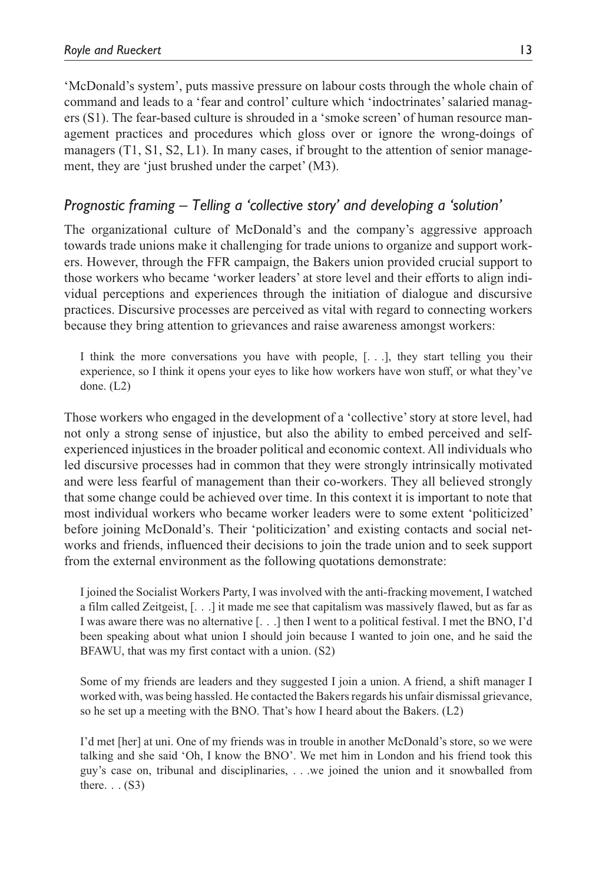'McDonald's system', puts massive pressure on labour costs through the whole chain of command and leads to a 'fear and control' culture which 'indoctrinates' salaried managers (S1). The fear-based culture is shrouded in a 'smoke screen' of human resource management practices and procedures which gloss over or ignore the wrong-doings of managers (T1, S1, S2, L1). In many cases, if brought to the attention of senior management, they are 'just brushed under the carpet' (M3).

### *Prognostic framing – Telling a 'collective story' and developing a 'solution'*

The organizational culture of McDonald's and the company's aggressive approach towards trade unions make it challenging for trade unions to organize and support workers. However, through the FFR campaign, the Bakers union provided crucial support to those workers who became 'worker leaders' at store level and their efforts to align individual perceptions and experiences through the initiation of dialogue and discursive practices. Discursive processes are perceived as vital with regard to connecting workers because they bring attention to grievances and raise awareness amongst workers:

> I think the more conversations you have with people, [. . .], they start telling you their experience, so I think it opens your eyes to like how workers have won stuff, or what they've done. (L2)

Those workers who engaged in the development of a 'collective' story at store level, had not only a strong sense of injustice, but also the ability to embed perceived and self-experienced injustices in the broader political and economic context. All individuals who led discursive processes had in common that they were strongly intrinsically motivated and were less fearful of management than their co-workers. They all believed strongly that some change could be achieved over time. In this context it is important to note that most individual workers who became worker leaders were to some extent 'politicized' before joining McDonald's. Their 'politicization' and existing contacts and social networks and friends, influenced their decisions to join the trade union and to seek support from the external environment as the following quotations demonstrate:

> I joined the Socialist Workers Party, I was involved with the anti-fracking movement, I watched a film called Zeitgeist, [. . .] it made me see that capitalism was massively flawed, but as far as I was aware there was no alternative [. . .] then I went to a political festival. I met the BNO, I'd been speaking about what union I should join because I wanted to join one, and he said the BFAWU, that was my first contact with a union. (S2)

> Some of my friends are leaders and they suggested I join a union. A friend, a shift manager I worked with, was being hassled. He contacted the Bakers regards his unfair dismissal grievance, so he set up a meeting with the BNO. That's how I heard about the Bakers. (L2)

> I'd met [her] at uni. One of my friends was in trouble in another McDonald's store, so we were talking and she said 'Oh, I know the BNO'. We met him in London and his friend took this guy's case on, tribunal and disciplinaries, . . .we joined the union and it snowballed from there. . . (S3)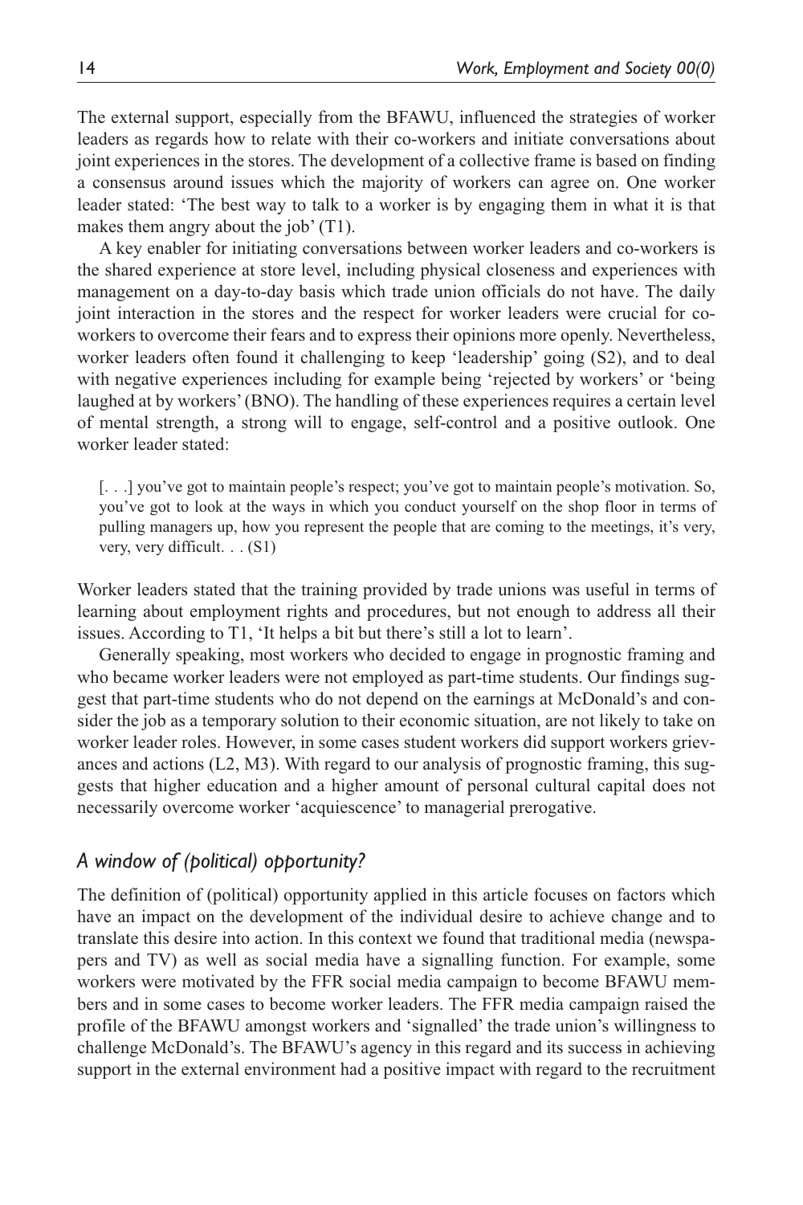The external support, especially from the BFAWU, influenced the strategies of worker leaders as regards how to relate with their co-workers and initiate conversations about joint experiences in the stores. The development of a collective frame is based on finding a consensus around issues which the majority of workers can agree on. One worker leader stated: 'The best way to talk to a worker is by engaging them in what it is that makes them angry about the job' (T1).

A key enabler for initiating conversations between worker leaders and co-workers is the shared experience at store level, including physical closeness and experiences with management on a day-to-day basis which trade union officials do not have. The daily joint interaction in the stores and the respect for worker leaders were crucial for co-workers to overcome their fears and to express their opinions more openly. Nevertheless, worker leaders often found it challenging to keep 'leadership' going (S2), and to deal with negative experiences including for example being 'rejected by workers' or 'being laughed at by workers' (BNO). The handling of these experiences requires a certain level of mental strength, a strong will to engage, self-control and a positive outlook. One worker leader stated:

> [. . .] you've got to maintain people's respect; you've got to maintain people's motivation. So, you've got to look at the ways in which you conduct yourself on the shop floor in terms of pulling managers up, how you represent the people that are coming to the meetings, it's very, very, very difficult. . . (S1)

Worker leaders stated that the training provided by trade unions was useful in terms of learning about employment rights and procedures, but not enough to address all their issues. According to T1, 'It helps a bit but there's still a lot to learn'.

Generally speaking, most workers who decided to engage in prognostic framing and who became worker leaders were not employed as part-time students. Our findings suggest that part-time students who do not depend on the earnings at McDonald's and consider the job as a temporary solution to their economic situation, are not likely to take on worker leader roles. However, in some cases student workers did support workers grievances and actions (L2, M3). With regard to our analysis of prognostic framing, this suggests that higher education and a higher amount of personal cultural capital does not necessarily overcome worker 'acquiescence' to managerial prerogative.

### *A window of (political) opportunity?*

The definition of (political) opportunity applied in this article focuses on factors which have an impact on the development of the individual desire to achieve change and to translate this desire into action. In this context we found that traditional media (newspapers and TV) as well as social media have a signalling function. For example, some workers were motivated by the FFR social media campaign to become BFAWU members and in some cases to become worker leaders. The FFR media campaign raised the profile of the BFAWU amongst workers and 'signalled' the trade union's willingness to challenge McDonald's. The BFAWU's agency in this regard and its success in achieving support in the external environment had a positive impact with regard to the recruitment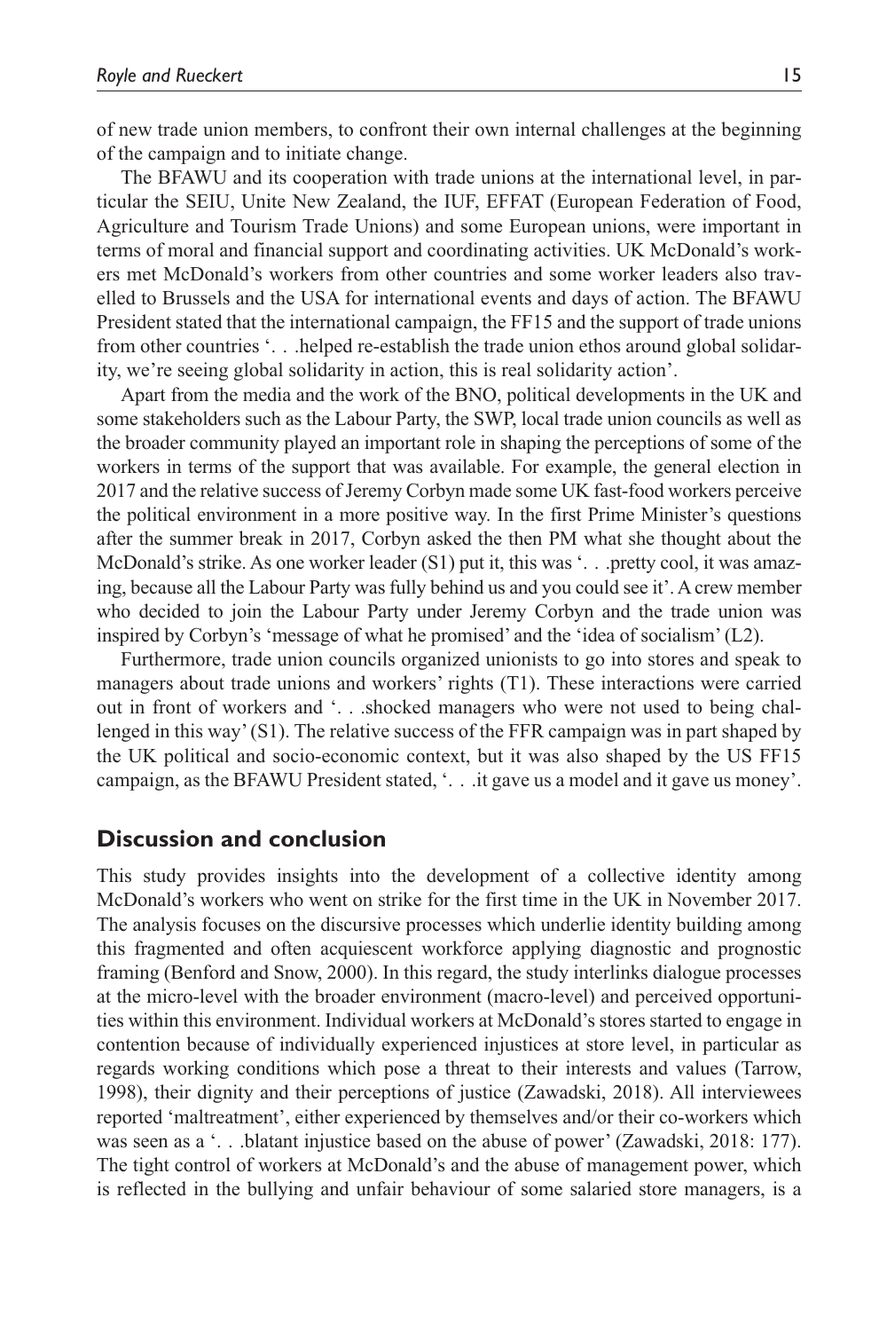of new trade union members, to confront their own internal challenges at the beginning of the campaign and to initiate change.

The BFAWU and its cooperation with trade unions at the international level, in particular the SEIU, Unite New Zealand, the IUF, EFFAT (European Federation of Food, Agriculture and Tourism Trade Unions) and some European unions, were important in terms of moral and financial support and coordinating activities. UK McDonald's workers met McDonald's workers from other countries and some worker leaders also travelled to Brussels and the USA for international events and days of action. The BFAWU President stated that the international campaign, the FF15 and the support of trade unions from other countries '. . .helped re-establish the trade union ethos around global solidarity, we're seeing global solidarity in action, this is real solidarity action'.

Apart from the media and the work of the BNO, political developments in the UK and some stakeholders such as the Labour Party, the SWP, local trade union councils as well as the broader community played an important role in shaping the perceptions of some of the workers in terms of the support that was available. For example, the general election in 2017 and the relative success of Jeremy Corbyn made some UK fast-food workers perceive the political environment in a more positive way. In the first Prime Minister's questions after the summer break in 2017, Corbyn asked the then PM what she thought about the McDonald's strike. As one worker leader (S1) put it, this was '. . .pretty cool, it was amazing, because all the Labour Party was fully behind us and you could see it'. A crew member who decided to join the Labour Party under Jeremy Corbyn and the trade union was inspired by Corbyn's 'message of what he promised' and the 'idea of socialism' (L2).

Furthermore, trade union councils organized unionists to go into stores and speak to managers about trade unions and workers' rights (T1). These interactions were carried out in front of workers and '. . .shocked managers who were not used to being challenged in this way' (S1). The relative success of the FFR campaign was in part shaped by the UK political and socio-economic context, but it was also shaped by the US FF15 campaign, as the BFAWU President stated, '. . .it gave us a model and it gave us money'.

## Discussion and conclusion

This study provides insights into the development of a collective identity among McDonald's workers who went on strike for the first time in the UK in November 2017. The analysis focuses on the discursive processes which underlie identity building among this fragmented and often acquiescent workforce applying diagnostic and prognostic framing (Benford and Snow, 2000). In this regard, the study interlinks dialogue processes at the micro-level with the broader environment (macro-level) and perceived opportunities within this environment. Individual workers at McDonald's stores started to engage in contention because of individually experienced injustices at store level, in particular as regards working conditions which pose a threat to their interests and values (Tarrow, 1998), their dignity and their perceptions of justice (Zawadski, 2018). All interviewees reported 'maltreatment', either experienced by themselves and/or their co-workers which was seen as a '. . .blatant injustice based on the abuse of power' (Zawadski, 2018: 177). The tight control of workers at McDonald's and the abuse of management power, which is reflected in the bullying and unfair behaviour of some salaried store managers, is a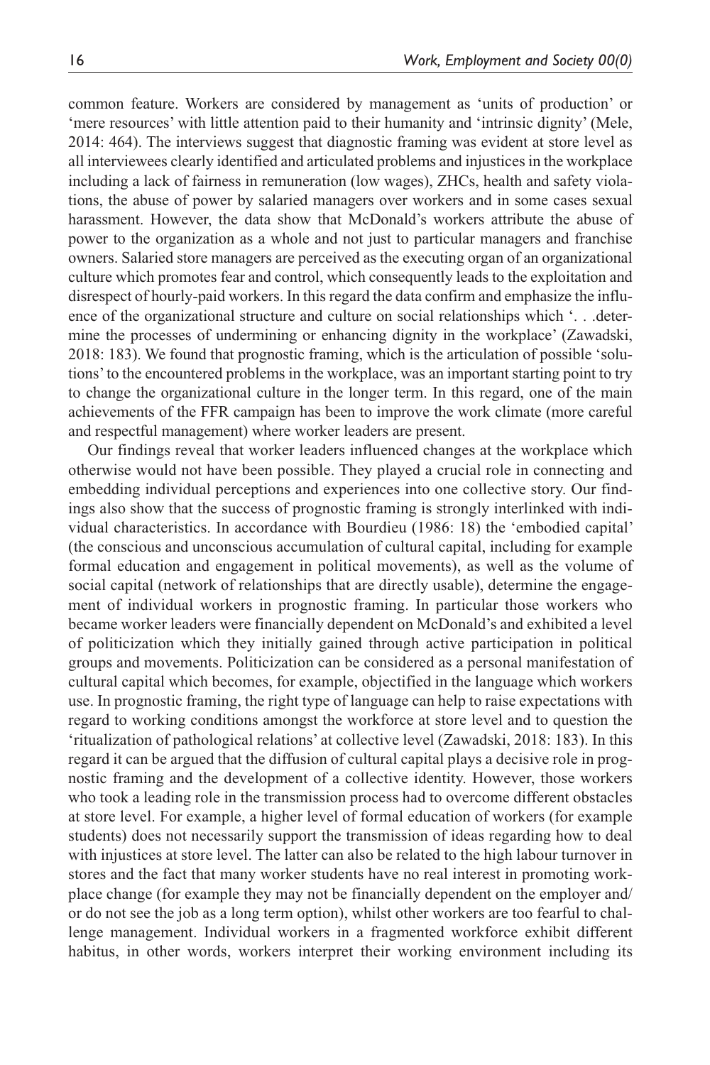common feature. Workers are considered by management as 'units of production' or 'mere resources' with little attention paid to their humanity and 'intrinsic dignity' (Mele, 2014: 464). The interviews suggest that diagnostic framing was evident at store level as all interviewees clearly identified and articulated problems and injustices in the workplace including a lack of fairness in remuneration (low wages), ZHCs, health and safety violations, the abuse of power by salaried managers over workers and in some cases sexual harassment. However, the data show that McDonald's workers attribute the abuse of power to the organization as a whole and not just to particular managers and franchise owners. Salaried store managers are perceived as the executing organ of an organizational culture which promotes fear and control, which consequently leads to the exploitation and disrespect of hourly-paid workers. In this regard the data confirm and emphasize the influence of the organizational structure and culture on social relationships which '. . .determine the processes of undermining or enhancing dignity in the workplace' (Zawadski, 2018: 183). We found that prognostic framing, which is the articulation of possible 'solutions' to the encountered problems in the workplace, was an important starting point to try to change the organizational culture in the longer term. In this regard, one of the main achievements of the FFR campaign has been to improve the work climate (more careful and respectful management) where worker leaders are present.

Our findings reveal that worker leaders influenced changes at the workplace which otherwise would not have been possible. They played a crucial role in connecting and embedding individual perceptions and experiences into one collective story. Our findings also show that the success of prognostic framing is strongly interlinked with individual characteristics. In accordance with Bourdieu (1986: 18) the 'embodied capital' (the conscious and unconscious accumulation of cultural capital, including for example formal education and engagement in political movements), as well as the volume of social capital (network of relationships that are directly usable), determine the engagement of individual workers in prognostic framing. In particular those workers who became worker leaders were financially dependent on McDonald's and exhibited a level of politicization which they initially gained through active participation in political groups and movements. Politicization can be considered as a personal manifestation of cultural capital which becomes, for example, objectified in the language which workers use. In prognostic framing, the right type of language can help to raise expectations with regard to working conditions amongst the workforce at store level and to question the 'ritualization of pathological relations' at collective level (Zawadski, 2018: 183). In this regard it can be argued that the diffusion of cultural capital plays a decisive role in prognostic framing and the development of a collective identity. However, those workers who took a leading role in the transmission process had to overcome different obstacles at store level. For example, a higher level of formal education of workers (for example students) does not necessarily support the transmission of ideas regarding how to deal with injustices at store level. The latter can also be related to the high labour turnover in stores and the fact that many worker students have no real interest in promoting workplace change (for example they may not be financially dependent on the employer and/or do not see the job as a long term option), whilst other workers are too fearful to challenge management. Individual workers in a fragmented workforce exhibit different habitus, in other words, workers interpret their working environment including its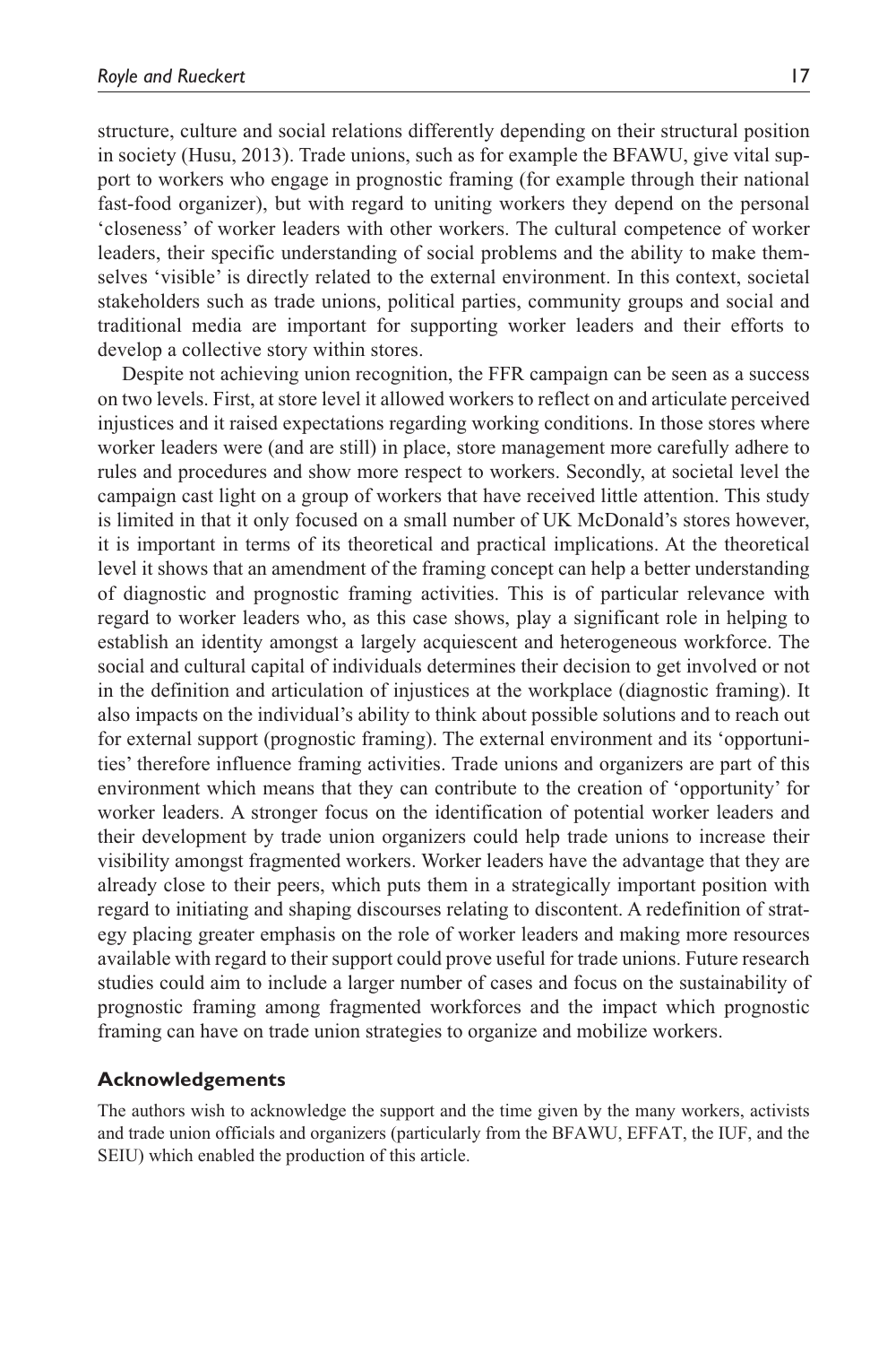structure, culture and social relations differently depending on their structural position in society (Husu, 2013). Trade unions, such as for example the BFAWU, give vital support to workers who engage in prognostic framing (for example through their national fast-food organizer), but with regard to uniting workers they depend on the personal 'closeness' of worker leaders with other workers. The cultural competence of worker leaders, their specific understanding of social problems and the ability to make themselves 'visible' is directly related to the external environment. In this context, societal stakeholders such as trade unions, political parties, community groups and social and traditional media are important for supporting worker leaders and their efforts to develop a collective story within stores.

Despite not achieving union recognition, the FFR campaign can be seen as a success on two levels. First, at store level it allowed workers to reflect on and articulate perceived injustices and it raised expectations regarding working conditions. In those stores where worker leaders were (and are still) in place, store management more carefully adhere to rules and procedures and show more respect to workers. Secondly, at societal level the campaign cast light on a group of workers that have received little attention. This study is limited in that it only focused on a small number of UK McDonald's stores however, it is important in terms of its theoretical and practical implications. At the theoretical level it shows that an amendment of the framing concept can help a better understanding of diagnostic and prognostic framing activities. This is of particular relevance with regard to worker leaders who, as this case shows, play a significant role in helping to establish an identity amongst a largely acquiescent and heterogeneous workforce. The social and cultural capital of individuals determines their decision to get involved or not in the definition and articulation of injustices at the workplace (diagnostic framing). It also impacts on the individual's ability to think about possible solutions and to reach out for external support (prognostic framing). The external environment and its 'opportunities' therefore influence framing activities. Trade unions and organizers are part of this environment which means that they can contribute to the creation of 'opportunity' for worker leaders. A stronger focus on the identification of potential worker leaders and their development by trade union organizers could help trade unions to increase their visibility amongst fragmented workers. Worker leaders have the advantage that they are already close to their peers, which puts them in a strategically important position with regard to initiating and shaping discourses relating to discontent. A redefinition of strategy placing greater emphasis on the role of worker leaders and making more resources available with regard to their support could prove useful for trade unions. Future research studies could aim to include a larger number of cases and focus on the sustainability of prognostic framing among fragmented workforces and the impact which prognostic framing can have on trade union strategies to organize and mobilize workers.

## Acknowledgements

The authors wish to acknowledge the support and the time given by the many workers, activists and trade union officials and organizers (particularly from the BFAWU, EFFAT, the IUF, and the SEIU) which enabled the production of this article.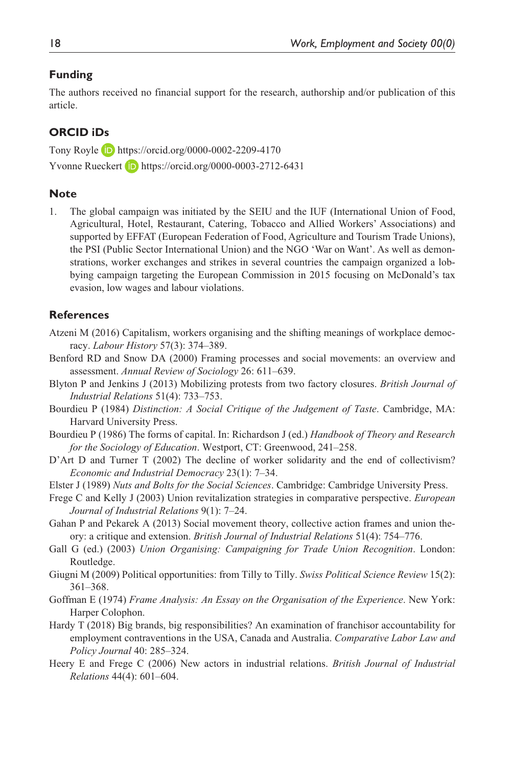## Funding

The authors received no financial support for the research, authorship and/or publication of this article.

## ORCID iDs

Tony Royle https://orcid.org/0000-0002-2209-4170

Yvonne Rueckert https://orcid.org/0000-0003-2712-6431

## Note

1. The global campaign was initiated by the SEIU and the IUF (International Union of Food, Agricultural, Hotel, Restaurant, Catering, Tobacco and Allied Workers' Associations) and supported by EFFAT (European Federation of Food, Agriculture and Tourism Trade Unions), the PSI (Public Sector International Union) and the NGO 'War on Want'. As well as demonstrations, worker exchanges and strikes in several countries the campaign organized a lobbying campaign targeting the European Commission in 2015 focusing on McDonald's tax evasion, low wages and labour violations.

## References

Atzeni M (2016) Capitalism, workers organising and the shifting meanings of workplace democracy. *Labour History* 57(3): 374–389.

Benford RD and Snow DA (2000) Framing processes and social movements: an overview and assessment. *Annual Review of Sociology* 26: 611–639.

Blyton P and Jenkins J (2013) Mobilizing protests from two factory closures. *British Journal of Industrial Relations* 51(4): 733–753.

Bourdieu P (1984) *Distinction: A Social Critique of the Judgement of Taste*. Cambridge, MA: Harvard University Press.

Bourdieu P (1986) The forms of capital. In: Richardson J (ed.) *Handbook of Theory and Research for the Sociology of Education*. Westport, CT: Greenwood, 241–258.

D'Art D and Turner T (2002) The decline of worker solidarity and the end of collectivism? *Economic and Industrial Democracy* 23(1): 7–34.

Elster J (1989) *Nuts and Bolts for the Social Sciences*. Cambridge: Cambridge University Press.

Frege C and Kelly J (2003) Union revitalization strategies in comparative perspective. *European Journal of Industrial Relations* 9(1): 7–24.

Gahan P and Pekarek A (2013) Social movement theory, collective action frames and union theory: a critique and extension. *British Journal of Industrial Relations* 51(4): 754–776.

Gall G (ed.) (2003) *Union Organising: Campaigning for Trade Union Recognition*. London: Routledge.

Giugni M (2009) Political opportunities: from Tilly to Tilly. *Swiss Political Science Review* 15(2): 361–368.

Goffman E (1974) *Frame Analysis: An Essay on the Organisation of the Experience*. New York: Harper Colophon.

Hardy T (2018) Big brands, big responsibilities? An examination of franchisor accountability for employment contraventions in the USA, Canada and Australia. *Comparative Labor Law and Policy Journal* 40: 285–324.

Heery E and Frege C (2006) New actors in industrial relations. *British Journal of Industrial Relations* 44(4): 601–604.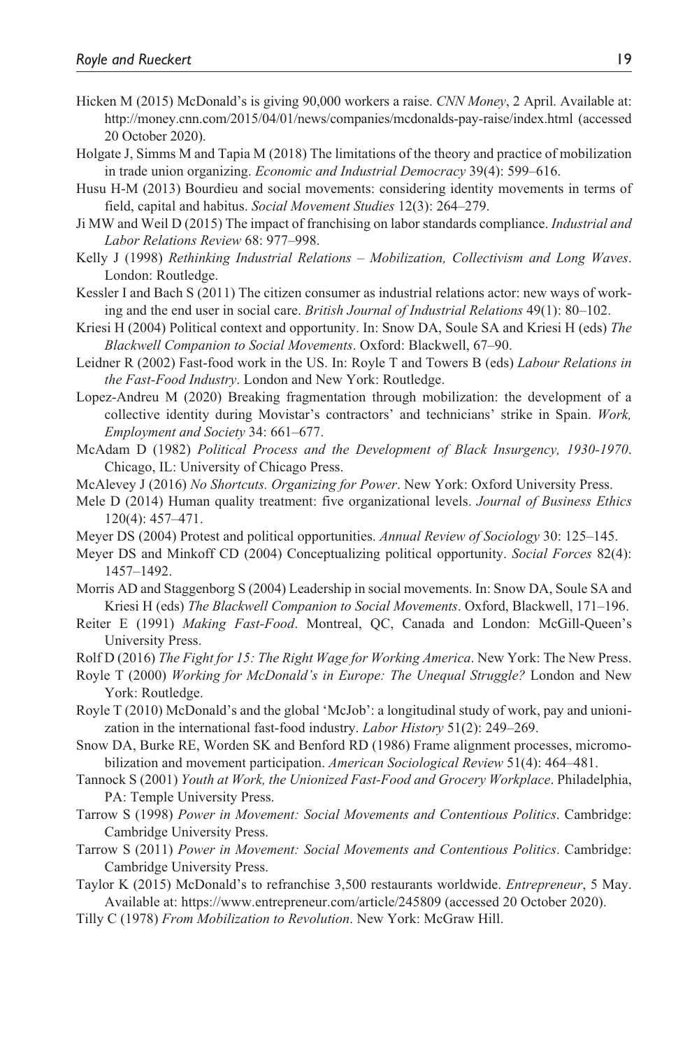Hicken M (2015) McDonald's is giving 90,000 workers a raise. *CNN Money*, 2 April. Available at: http://money.cnn.com/2015/04/01/news/companies/mcdonalds-pay-raise/index.html (accessed 20 October 2020).

Holgate J, Simms M and Tapia M (2018) The limitations of the theory and practice of mobilization in trade union organizing. *Economic and Industrial Democracy* 39(4): 599–616.

Husu H-M (2013) Bourdieu and social movements: considering identity movements in terms of field, capital and habitus. *Social Movement Studies* 12(3): 264–279.

Ji MW and Weil D (2015) The impact of franchising on labor standards compliance. *Industrial and Labor Relations Review* 68: 977–998.

Kelly J (1998) *Rethinking Industrial Relations – Mobilization, Collectivism and Long Waves*. London: Routledge.

Kessler I and Bach S (2011) The citizen consumer as industrial relations actor: new ways of working and the end user in social care. *British Journal of Industrial Relations* 49(1): 80–102.

Kriesi H (2004) Political context and opportunity. In: Snow DA, Soule SA and Kriesi H (eds) *The Blackwell Companion to Social Movements*. Oxford: Blackwell, 67–90.

Leidner R (2002) Fast-food work in the US. In: Royle T and Towers B (eds) *Labour Relations in the Fast-Food Industry*. London and New York: Routledge.

Lopez-Andreu M (2020) Breaking fragmentation through mobilization: the development of a collective identity during Movistar's contractors' and technicians' strike in Spain. *Work, Employment and Society* 34: 661–677.

McAdam D (1982) *Political Process and the Development of Black Insurgency, 1930-1970*. Chicago, IL: University of Chicago Press.

McAlevey J (2016) *No Shortcuts. Organizing for Power*. New York: Oxford University Press.

Mele D (2014) Human quality treatment: five organizational levels. *Journal of Business Ethics* 120(4): 457–471.

Meyer DS (2004) Protest and political opportunities. *Annual Review of Sociology* 30: 125–145.

Meyer DS and Minkoff CD (2004) Conceptualizing political opportunity. *Social Forces* 82(4): 1457–1492.

Morris AD and Staggenborg S (2004) Leadership in social movements. In: Snow DA, Soule SA and Kriesi H (eds) *The Blackwell Companion to Social Movements*. Oxford, Blackwell, 171–196.

Reiter E (1991) *Making Fast-Food*. Montreal, QC, Canada and London: McGill-Queen's University Press.

Rolf D (2016) *The Fight for 15: The Right Wage for Working America*. New York: The New Press.

Royle T (2000) *Working for McDonald's in Europe: The Unequal Struggle?* London and New York: Routledge.

Royle T (2010) McDonald's and the global 'McJob': a longitudinal study of work, pay and unionization in the international fast-food industry. *Labor History* 51(2): 249–269.

Snow DA, Burke RE, Worden SK and Benford RD (1986) Frame alignment processes, micromobilization and movement participation. *American Sociological Review* 51(4): 464–481.

Tannock S (2001) *Youth at Work, the Unionized Fast-Food and Grocery Workplace*. Philadelphia, PA: Temple University Press.

Tarrow S (1998) *Power in Movement: Social Movements and Contentious Politics*. Cambridge: Cambridge University Press.

Tarrow S (2011) *Power in Movement: Social Movements and Contentious Politics*. Cambridge: Cambridge University Press.

Taylor K (2015) McDonald's to refranchise 3,500 restaurants worldwide. *Entrepreneur*, 5 May. Available at: https://www.entrepreneur.com/article/245809 (accessed 20 October 2020).

Tilly C (1978) *From Mobilization to Revolution*. New York: McGraw Hill.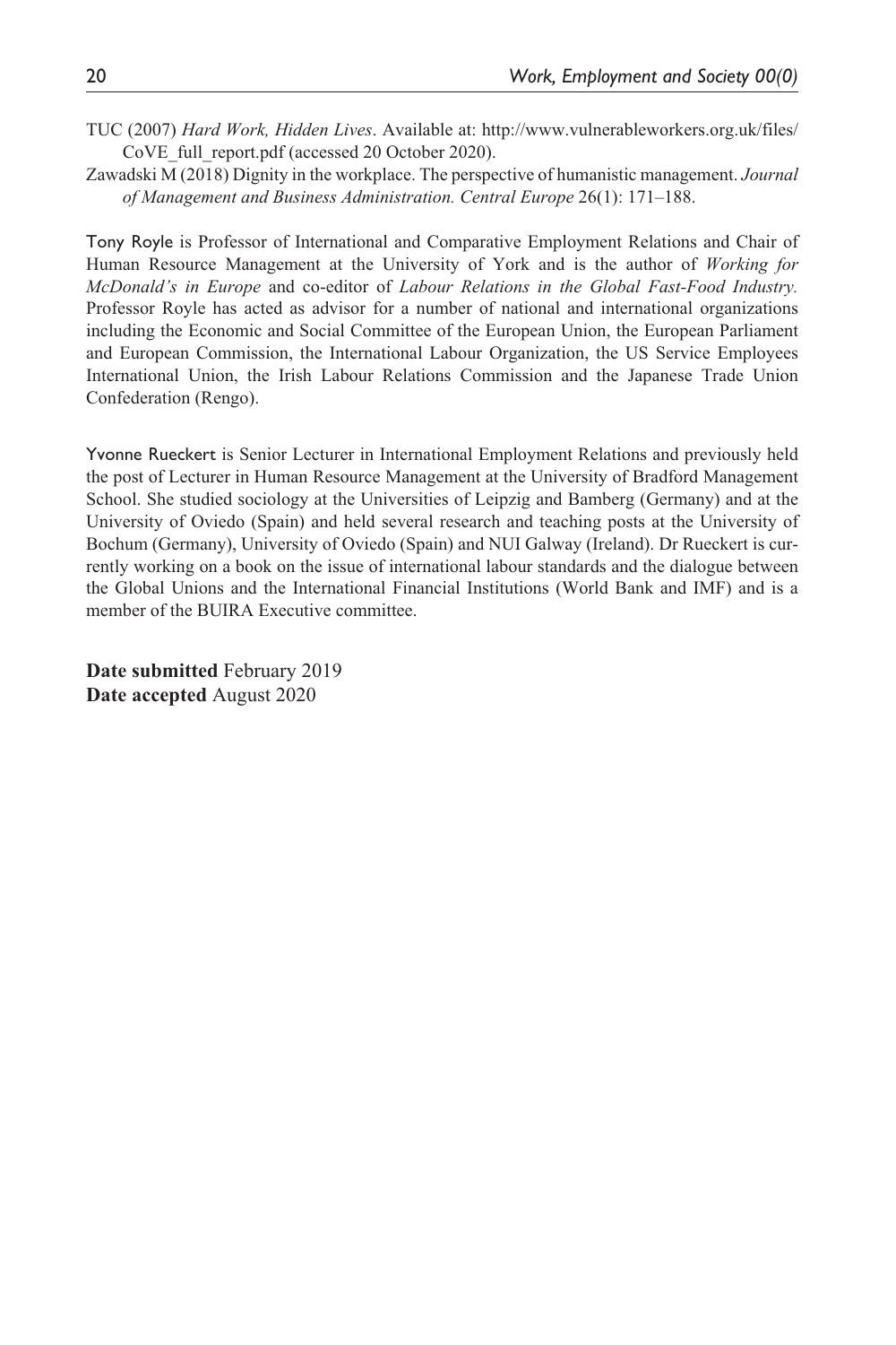TUC (2007) *Hard Work, Hidden Lives*. Available at: http://www.vulnerableworkers.org.uk/files/CoVE_full_report.pdf (accessed 20 October 2020).

Zawadski M (2018) Dignity in the workplace. The perspective of humanistic management. *Journal of Management and Business Administration. Central Europe* 26(1): 171–188.

Tony Royle is Professor of International and Comparative Employment Relations and Chair of Human Resource Management at the University of York and is the author of *Working for McDonald's in Europe* and co-editor of *Labour Relations in the Global Fast-Food Industry.* Professor Royle has acted as advisor for a number of national and international organizations including the Economic and Social Committee of the European Union, the European Parliament and European Commission, the International Labour Organization, the US Service Employees International Union, the Irish Labour Relations Commission and the Japanese Trade Union Confederation (Rengo).

Yvonne Rueckert is Senior Lecturer in International Employment Relations and previously held the post of Lecturer in Human Resource Management at the University of Bradford Management School. She studied sociology at the Universities of Leipzig and Bamberg (Germany) and at the University of Oviedo (Spain) and held several research and teaching posts at the University of Bochum (Germany), University of Oviedo (Spain) and NUI Galway (Ireland). Dr Rueckert is currently working on a book on the issue of international labour standards and the dialogue between the Global Unions and the International Financial Institutions (World Bank and IMF) and is a member of the BUIRA Executive committee.

**Date submitted** February 2019
**Date accepted** August 2020